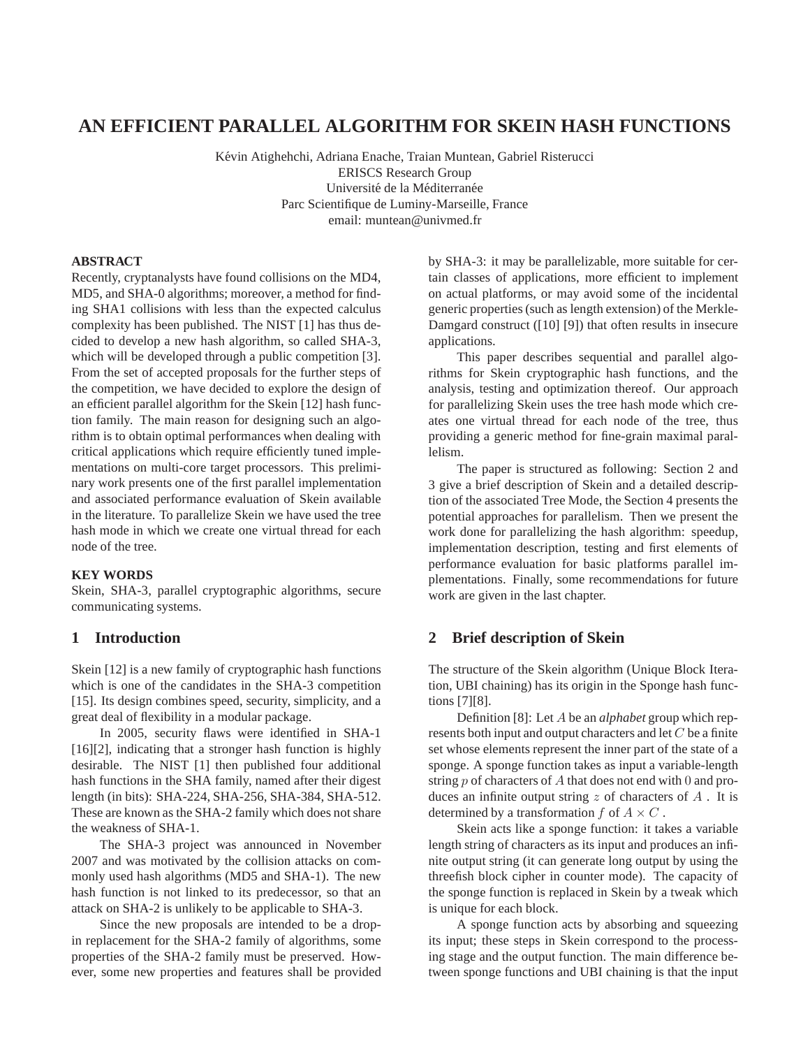# AN EFFICIENT PARALLEL ALGORITHM FOR SKEIN HASH FUNCTIONS

Kévin Atighehchi, Adriana Enache, Traian Muntean, Gabriel Risterucci
ERISCS Research Group
Université de la Méditerranée
Parc Scientifique de Luminy-Marseille, France
email: muntean@univmed.fr

**ABSTRACT**

Recently, cryptanalysts have found collisions on the MD4, MD5, and SHA-0 algorithms; moreover, a method for finding SHA1 collisions with less than the expected calculus complexity has been published. The NIST [1] has thus decided to develop a new hash algorithm, so called SHA-3, which will be developed through a public competition [3]. From the set of accepted proposals for the further steps of the competition, we have decided to explore the design of an efficient parallel algorithm for the Skein [12] hash function family. The main reason for designing such an algorithm is to obtain optimal performances when dealing with critical applications which require efficiently tuned implementations on multi-core target processors. This preliminary work presents one of the first parallel implementation and associated performance evaluation of Skein available in the literature. To parallelize Skein we have used the tree hash mode in which we create one virtual thread for each node of the tree.

**KEY WORDS**

Skein, SHA-3, parallel cryptographic algorithms, secure communicating systems.

## 1 Introduction

Skein [12] is a new family of cryptographic hash functions which is one of the candidates in the SHA-3 competition [15]. Its design combines speed, security, simplicity, and a great deal of flexibility in a modular package.

In 2005, security flaws were identified in SHA-1 [16][2], indicating that a stronger hash function is highly desirable. The NIST [1] then published four additional hash functions in the SHA family, named after their digest length (in bits): SHA-224, SHA-256, SHA-384, SHA-512. These are known as the SHA-2 family which does not share the weakness of SHA-1.

The SHA-3 project was announced in November 2007 and was motivated by the collision attacks on commonly used hash algorithms (MD5 and SHA-1). The new hash function is not linked to its predecessor, so that an attack on SHA-2 is unlikely to be applicable to SHA-3.

Since the new proposals are intended to be a drop-in replacement for the SHA-2 family of algorithms, some properties of the SHA-2 family must be preserved. However, some new properties and features shall be provided by SHA-3: it may be parallelizable, more suitable for certain classes of applications, more efficient to implement on actual platforms, or may avoid some of the incidental generic properties (such as length extension) of the Merkle-Damgard construct ([10] [9]) that often results in insecure applications.

This paper describes sequential and parallel algorithms for Skein cryptographic hash functions, and the analysis, testing and optimization thereof. Our approach for parallelizing Skein uses the tree hash mode which creates one virtual thread for each node of the tree, thus providing a generic method for fine-grain maximal parallelism.

The paper is structured as following: Section 2 and 3 give a brief description of Skein and a detailed description of the associated Tree Mode, the Section 4 presents the potential approaches for parallelism. Then we present the work done for parallelizing the hash algorithm: speedup, implementation description, testing and first elements of performance evaluation for basic platforms parallel implementations. Finally, some recommendations for future work are given in the last chapter.

## 2 Brief description of Skein

The structure of the Skein algorithm (Unique Block Iteration, UBI chaining) has its origin in the Sponge hash functions [7][8].

Definition [8]: Let $A$ be an *alphabet* group which represents both input and output characters and let $C$ be a finite set whose elements represent the inner part of the state of a sponge. A sponge function takes as input a variable-length string $p$ of characters of $A$ that does not end with $0$ and produces an infinite output string $z$ of characters of $A$ . It is determined by a transformation $f$ of $A \times C$ .

Skein acts like a sponge function: it takes a variable length string of characters as its input and produces an infinite output string (it can generate long output by using the threefish block cipher in counter mode). The capacity of the sponge function is replaced in Skein by a tweak which is unique for each block.

A sponge function acts by absorbing and squeezing its input; these steps in Skein correspond to the processing stage and the output function. The main difference between sponge functions and UBI chaining is that the input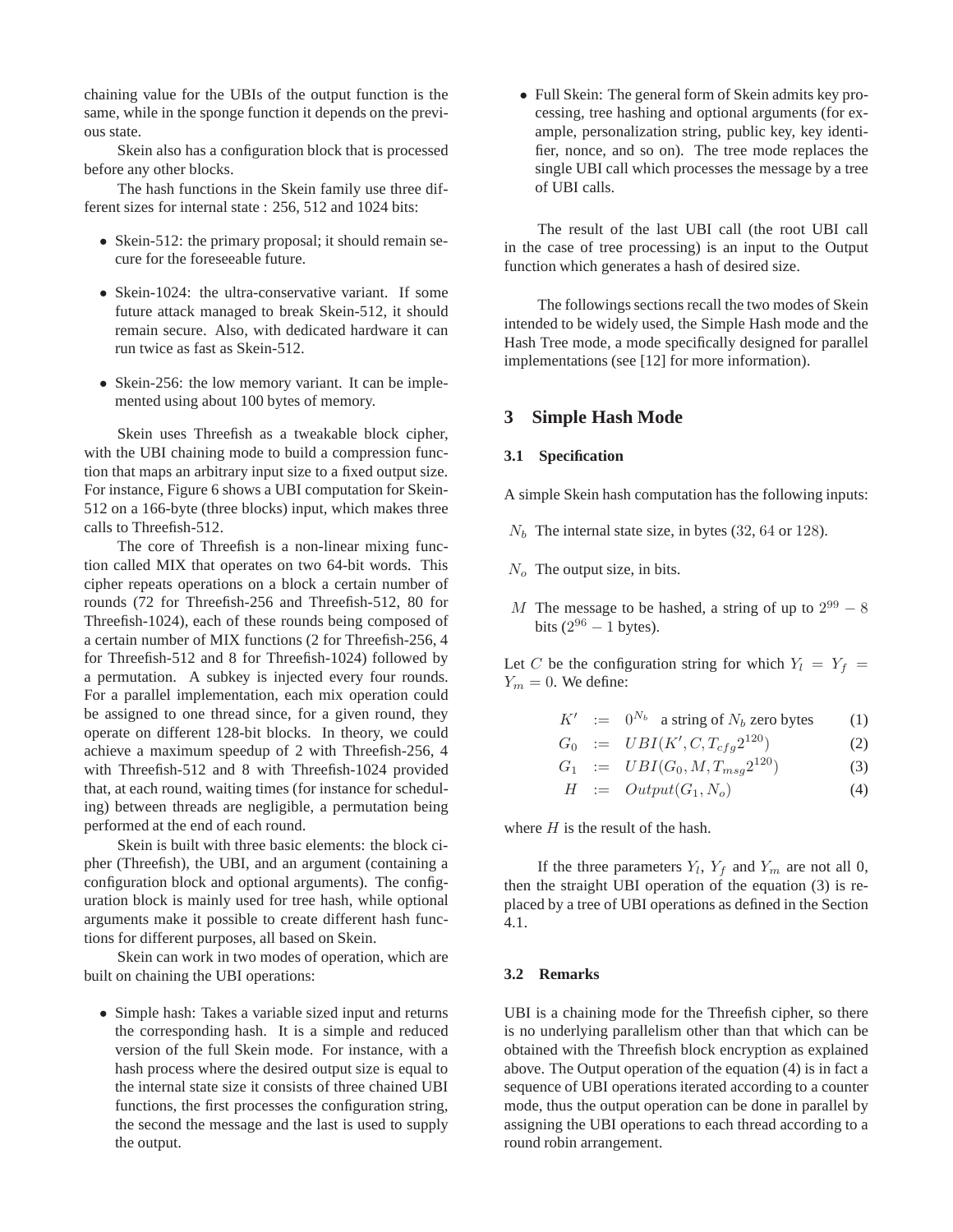chaining value for the UBIs of the output function is the same, while in the sponge function it depends on the previous state.

Skein also has a configuration block that is processed before any other blocks.

The hash functions in the Skein family use three different sizes for internal state : 256, 512 and 1024 bits:

- Skein-512: the primary proposal; it should remain secure for the foreseeable future.
- Skein-1024: the ultra-conservative variant. If some future attack managed to break Skein-512, it should remain secure. Also, with dedicated hardware it can run twice as fast as Skein-512.
- Skein-256: the low memory variant. It can be implemented using about 100 bytes of memory.

Skein uses Threefish as a tweakable block cipher, with the UBI chaining mode to build a compression function that maps an arbitrary input size to a fixed output size. For instance, Figure 6 shows a UBI computation for Skein-512 on a 166-byte (three blocks) input, which makes three calls to Threefish-512.

The core of Threefish is a non-linear mixing function called MIX that operates on two 64-bit words. This cipher repeats operations on a block a certain number of rounds (72 for Threefish-256 and Threefish-512, 80 for Threefish-1024), each of these rounds being composed of a certain number of MIX functions (2 for Threefish-256, 4 for Threefish-512 and 8 for Threefish-1024) followed by a permutation. A subkey is injected every four rounds. For a parallel implementation, each mix operation could be assigned to one thread since, for a given round, they operate on different 128-bit blocks. In theory, we could achieve a maximum speedup of 2 with Threefish-256, 4 with Threefish-512 and 8 with Threefish-1024 provided that, at each round, waiting times (for instance for scheduling) between threads are negligible, a permutation being performed at the end of each round.

Skein is built with three basic elements: the block cipher (Threefish), the UBI, and an argument (containing a configuration block and optional arguments). The configuration block is mainly used for tree hash, while optional arguments make it possible to create different hash functions for different purposes, all based on Skein.

Skein can work in two modes of operation, which are built on chaining the UBI operations:

- Simple hash: Takes a variable sized input and returns the corresponding hash. It is a simple and reduced version of the full Skein mode. For instance, with a hash process where the desired output size is equal to the internal state size it consists of three chained UBI functions, the first processes the configuration string, the second the message and the last is used to supply the output.
- Full Skein: The general form of Skein admits key processing, tree hashing and optional arguments (for example, personalization string, public key, key identifier, nonce, and so on). The tree mode replaces the single UBI call which processes the message by a tree of UBI calls.

The result of the last UBI call (the root UBI call in the case of tree processing) is an input to the Output function which generates a hash of desired size.

The followings sections recall the two modes of Skein intended to be widely used, the Simple Hash mode and the Hash Tree mode, a mode specifically designed for parallel implementations (see [12] for more information).

## 3 Simple Hash Mode

### 3.1 Specification

A simple Skein hash computation has the following inputs:

- $N_b$ The internal state size, in bytes (32, 64 or 128).
- $N_o$ The output size, in bits.
- $M$ The message to be hashed, a string of up to $2^{99} - 8$ bits ($2^{96} - 1$ bytes).

Let $C$ be the configuration string for which $Y_l = Y_f = Y_m = 0$. We define:

$$K' := 0^{N_b} \quad \text{a string of } N_b \text{ zero bytes} \tag{1}$$

$$G_0 := UBI(K', C, T_{cfg}2^{120}) \tag{2}$$

$$G_1 := UBI(G_0, M, T_{msg}2^{120}) \tag{3}$$

$$H := Output(G_1, N_o) \tag{4}$$

where $H$ is the result of the hash.

If the three parameters $Y_l$, $Y_f$ and $Y_m$ are not all 0, then the straight UBI operation of the equation (3) is replaced by a tree of UBI operations as defined in the Section 4.1.

### 3.2 Remarks

UBI is a chaining mode for the Threefish cipher, so there is no underlying parallelism other than that which can be obtained with the Threefish block encryption as explained above. The Output operation of the equation (4) is in fact a sequence of UBI operations iterated according to a counter mode, thus the output operation can be done in parallel by assigning the UBI operations to each thread according to a round robin arrangement.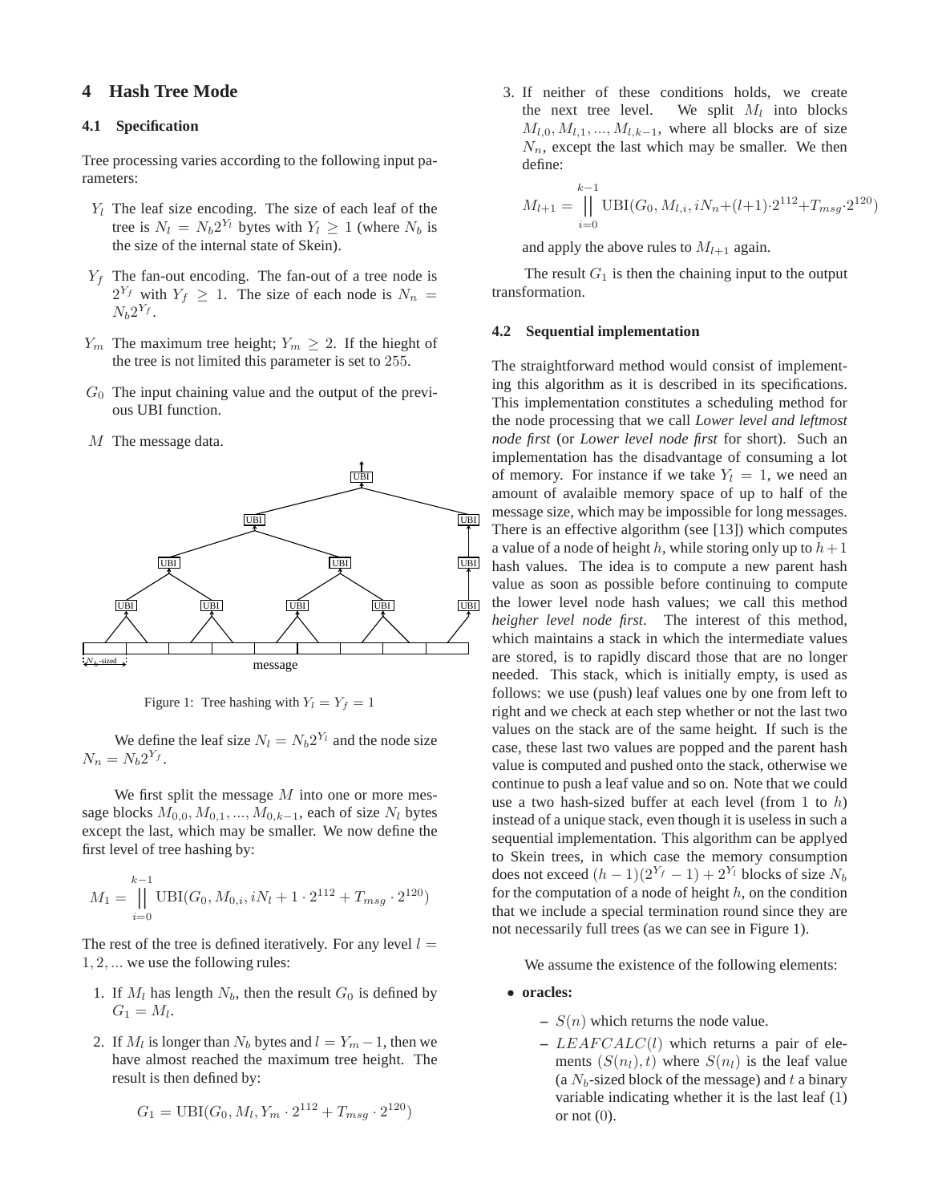## 4 Hash Tree Mode

### 4.1 Specification

Tree processing varies according to the following input parameters:

- $Y_l$ The leaf size encoding. The size of each leaf of the tree is $N_l = N_b 2^{Y_l}$ bytes with $Y_l \geq 1$ (where $N_b$ is the size of the internal state of Skein).
- $Y_f$ The fan-out encoding. The fan-out of a tree node is $2^{Y_f}$ with $Y_f \geq 1$. The size of each node is $N_n = N_b 2^{Y_f}$.
- $Y_m$ The maximum tree height; $Y_m \geq 2$. If the hieght of the tree is not limited this parameter is set to 255.
- $G_0$ The input chaining value and the output of the previous UBI function.
- $M$ The message data.

Figure 1: Tree hashing with $Y_l = Y_f = 1$

We define the leaf size $N_l = N_b 2^{Y_l}$ and the node size $N_n = N_b 2^{Y_f}$.

We first split the message $M$ into one or more message blocks $M_{0,0}, M_{0,1}, ..., M_{0,k-1}$, each of size $N_l$ bytes except the last, which may be smaller. We now define the first level of tree hashing by:

$$M_1 = \Big\|_{i=0}^{k-1} \mathrm{UBI}(G_0, M_{0,i}, iN_l + 1 \cdot 2^{112} + T_{msg} \cdot 2^{120})$$

The rest of the tree is defined iteratively. For any level $l = 1, 2, ...$ we use the following rules:

1. If $M_l$ has length $N_b$, then the result $G_0$ is defined by $G_1 = M_l$.
2. If $M_l$ is longer than $N_b$ bytes and $l = Y_m - 1$, then we have almost reached the maximum tree height. The result is then defined by:
$$G_1 = \mathrm{UBI}(G_0, M_l, Y_m \cdot 2^{112} + T_{msg} \cdot 2^{120})$$
3. If neither of these conditions holds, we create the next tree level. We split $M_l$ into blocks $M_{l,0}, M_{l,1}, ..., M_{l,k-1}$, where all blocks are of size $N_n$, except the last which may be smaller. We then define:
$$M_{l+1} = \Big\|_{i=0}^{k-1} \mathrm{UBI}(G_0, M_{l,i}, iN_n + (l+1) \cdot 2^{112} + T_{msg} \cdot 2^{120})$$
and apply the above rules to $M_{l+1}$ again.

The result $G_1$ is then the chaining input to the output transformation.

### 4.2 Sequential implementation

The straightforward method would consist of implementing this algorithm as it is described in its specifications. This implementation constitutes a scheduling method for the node processing that we call *Lower level and leftmost node first* (or *Lower level node first* for short). Such an implementation has the disadvantage of consuming a lot of memory. For instance if we take $Y_l = 1$, we need an amount of avalaible memory space of up to half of the message size, which may be impossible for long messages. There is an effective algorithm (see [13]) which computes a value of a node of height $h$, while storing only up to $h+1$ hash values. The idea is to compute a new parent hash value as soon as possible before continuing to compute the lower level node hash values; we call this method *heigher level node first*. The interest of this method, which maintains a stack in which the intermediate values are stored, is to rapidly discard those that are no longer needed. This stack, which is initially empty, is used as follows: we use (push) leaf values one by one from left to right and we check at each step whether or not the last two values on the stack are of the same height. If such is the case, these last two values are popped and the parent hash value is computed and pushed onto the stack, otherwise we continue to push a leaf value and so on. Note that we could use a two hash-sized buffer at each level (from 1 to $h$) instead of a unique stack, even though it is useless in such a sequential implementation. This algorithm can be applyed to Skein trees, in which case the memory consumption does not exceed $(h-1)(2^{Y_f} - 1) + 2^{Y_l}$ blocks of size $N_b$ for the computation of a node of height $h$, on the condition that we include a special termination round since they are not necessarily full trees (as we can see in Figure 1).

We assume the existence of the following elements:

- **oracles:**
  - $S(n)$ which returns the node value.
  - $LEAFCALC(l)$ which returns a pair of elements $(S(n_l), t)$ where $S(n_l)$ is the leaf value (a $N_b$-sized block of the message) and $t$ a binary variable indicating whether it is the last leaf (1) or not (0).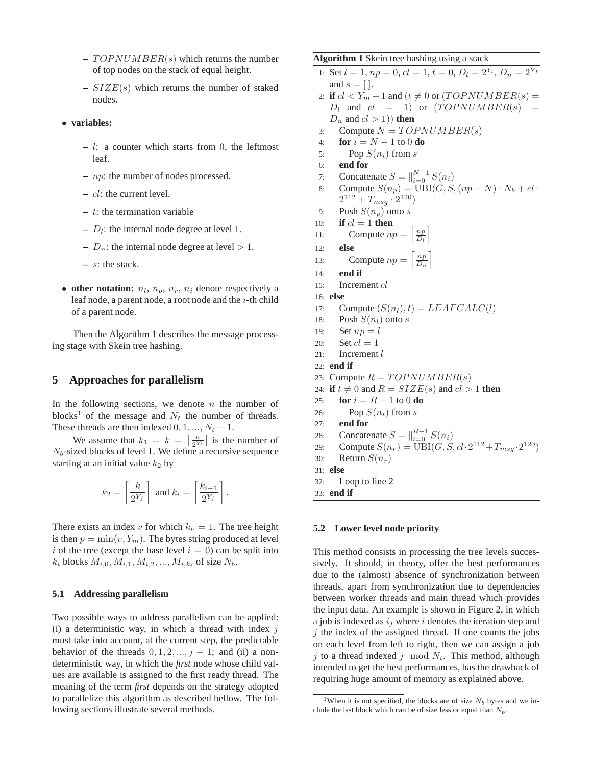- $TOPNUMBER(s)$ which returns the number of top nodes on the stack of equal height.
- $SIZE(s)$ which returns the number of staked nodes.

- **variables:**
  - $l$: a counter which starts from 0, the leftmost leaf.
  - $np$: the number of nodes processed.
  - $cl$: the current level.
  - $t$: the termination variable
  - $D_l$: the internal node degree at level 1.
  - $D_n$: the internal node degree at level $> 1$.
  - $s$: the stack.

- **other notation:** $n_l$, $n_p$, $n_r$, $n_i$ denote respectively a leaf node, a parent node, a root node and the $i$-th child of a parent node.

Then the Algorithm 1 describes the message processing stage with Skein tree hashing.

**Algorithm 1** Skein tree hashing using a stack

```
1: Set l = 1, np = 0, cl = 1, t = 0, D_l = 2^{Y_l}, D_n = 2^{Y_f} and s = [ ].
2: if cl < Y_m − 1 and (t ≠ 0 or (TOPNUMBER(s) = D_l and cl = 1) or (TOPNUMBER(s) = D_n and cl > 1)) then
3:     Compute N = TOPNUMBER(s)
4:     for i = N − 1 to 0 do
5:         Pop S(n_i) from s
6:     end for
7:     Concatenate S = ||_{i=0}^{N−1} S(n_i)
8:     Compute S(n_p) = UBI(G, S, (np − N) · N_b + cl · 2^112 + T_msg · 2^120)
9:     Push S(n_p) onto s
10:    if cl = 1 then
11:        Compute np = ⌈np / D_l⌉
12:    else
13:        Compute np = ⌈np / D_n⌉
14:    end if
15:    Increment cl
16: else
17:    Compute (S(n_l), t) = LEAFCALC(l)
18:    Push S(n_l) onto s
19:    Set np = l
20:    Set cl = 1
21:    Increment l
22: end if
23: Compute R = TOPNUMBER(s)
24: if t ≠ 0 and R = SIZE(s) and cl > 1 then
25:    for i = R − 1 to 0 do
26:        Pop S(n_i) from s
27:    end for
28:    Concatenate S = ||_{i=0}^{R−1} S(n_i)
29:    Compute S(n_r) = UBI(G, S, cl · 2^112 + T_msg · 2^120)
30:    Return S(n_r)
31: else
32:    Loop to line 2
33: end if
```

## 5 Approaches for parallelism

In the following sections, we denote $n$ the number of blocks[1] of the message and $N_t$ the number of threads. These threads are then indexed $0, 1, ..., N_t - 1$.

We assume that $k_1 = k = \left\lceil \frac{n}{2^{Y_l}} \right\rceil$ is the number of $N_b$-sized blocks of level 1. We define a recursive sequence starting at an initial value $k_2$ by

$$k_2 = \left\lceil \frac{k}{2^{Y_f}} \right\rceil \text{ and } k_i = \left\lceil \frac{k_{i-1}}{2^{Y_f}} \right\rceil .$$

There exists an index $v$ for which $k_v = 1$. The tree height is then $p = \min(v, Y_m)$. The bytes string produced at level $i$ of the tree (except the base level $i = 0$) can be split into $k_i$ blocks $M_{i,0}, M_{i,1}, M_{i,2}, ..., M_{i,k_i}$ of size $N_b$.

### 5.1 Addressing parallelism

Two possible ways to address parallelism can be applied: (i) a deterministic way, in which a thread with index $j$ must take into account, at the current step, the predictable behavior of the threads $0, 1, ..., j - 1$; and (ii) a non-deterministic way, in which the *first* node whose child values are available is assigned to the first ready thread. The meaning of the term *first* depends on the strategy adopted to parallelize this algorithm as described bellow. The following sections illustrate several methods.

### 5.2 Lower level node priority

This method consists in processing the tree levels successively. It should, in theory, offer the best performances due to the (almost) absence of synchronization between threads, apart from synchronization due to dependencies between worker threads and main thread which provides the input data. An example is shown in Figure 2, in which a job is indexed as $i_j$ where $i$ denotes the iteration step and $j$ the index of the assigned thread. If one counts the jobs on each level from left to right, then we can assign a job $j$ to a thread indexed $j \mod N_t$. This method, although intended to get the best performances, has the drawback of requiring huge amount of memory as explained above.

[1] When it is not specified, the blocks are of size $N_b$ bytes and we include the last block which can be of size less or equal than $N_b$.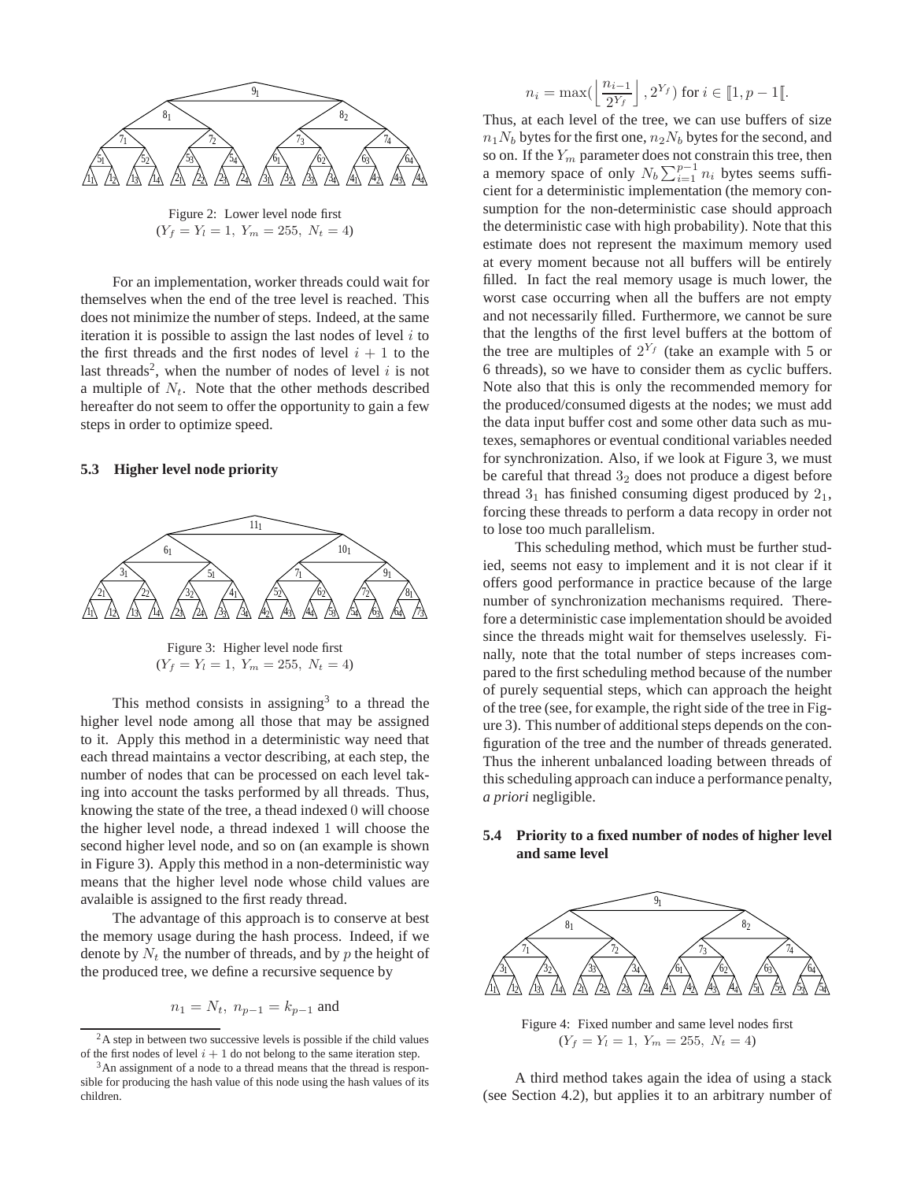Figure 2: Lower level node first
($Y_f = Y_l = 1,\ Y_m = 255,\ N_t = 4$)

For an implementation, worker threads could wait for themselves when the end of the tree level is reached. This does not minimize the number of steps. Indeed, at the same iteration it is possible to assign the last nodes of level $i$ to the first threads and the first nodes of level $i+1$ to the last threads[2], when the number of nodes of level $i$ is not a multiple of $N_t$. Note that the other methods described hereafter do not seem to offer the opportunity to gain a few steps in order to optimize speed.

### 5.3 Higher level node priority

Figure 3: Higher level node first
($Y_f = Y_l = 1,\ Y_m = 255,\ N_t = 4$)

This method consists in assigning[3] to a thread the higher level node among all those that may be assigned to it. Apply this method in a deterministic way need that each thread maintains a vector describing, at each step, the number of nodes that can be processed on each level taking into account the tasks performed by all threads. Thus, knowing the state of the tree, a thead indexed 0 will choose the higher level node, a thread indexed 1 will choose the second higher level node, and so on (an example is shown in Figure 3). Apply this method in a non-deterministic way means that the higher level node whose child values are avalaible is assigned to the first ready thread.

The advantage of this approach is to conserve at best the memory usage during the hash process. Indeed, if we denote by $N_t$ the number of threads, and by $p$ the height of the produced tree, we define a recursive sequence by

$$n_1 = N_t,\ n_{p-1} = k_{p-1} \text{ and}$$

$$n_i = \max\left(\left\lfloor \frac{n_{i-1}}{2^{Y_f}} \right\rfloor, 2^{Y_f}\right) \text{ for } i \in [\![1, p-1[\![.$$

Thus, at each level of the tree, we can use buffers of size $n_1 N_b$ bytes for the first one, $n_2 N_b$ bytes for the second, and so on. If the $Y_m$ parameter does not constrain this tree, then a memory space of only $N_b \sum_{i=1}^{p-1} n_i$ bytes seems sufficient for a deterministic implementation (the memory consumption for the non-deterministic case should approach the deterministic case with high probability). Note that this estimate does not represent the maximum memory used at every moment because not all buffers will be entirely filled. In fact the real memory usage is much lower, the worst case occurring when all the buffers are not empty and not necessarily filled. Furthermore, we cannot be sure that the lengths of the first level buffers at the bottom of the tree are multiples of $2^{Y_f}$ (take an example with 5 or 6 threads), so we have to consider them as cyclic buffers. Note also that this is only the recommended memory for the produced/consumed digests at the nodes; we must add the data input buffer cost and some other data such as mutexes, semaphores or eventual conditional variables needed for synchronization. Also, if we look at Figure 3, we must be careful that thread $3_2$ does not produce a digest before thread $3_1$ has finished consuming digest produced by $2_1$, forcing these threads to perform a data recopy in order not to lose too much parallelism.

This scheduling method, which must be further studied, seems not easy to implement and it is not clear if it offers good performance in practice because of the large number of synchronization mechanisms required. Therefore a deterministic case implementation should be avoided since the threads might wait for themselves uselessly. Finally, note that the total number of steps increases compared to the first scheduling method because of the number of purely sequential steps, which can approach the height of the tree (see, for example, the right side of the tree in Figure 3). This number of additional steps depends on the configuration of the tree and the number of threads generated. Thus the inherent unbalanced loading between threads of this scheduling approach can induce a performance penalty, *a priori* negligible.

### 5.4 Priority to a fixed number of nodes of higher level and same level

Figure 4: Fixed number and same level nodes first
($Y_f = Y_l = 1,\ Y_m = 255,\ N_t = 4$)

A third method takes again the idea of using a stack (see Section 4.2), but applies it to an arbitrary number of

[2] A step in between two successive levels is possible if the child values of the first nodes of level $i+1$ do not belong to the same iteration step.

[3] An assignment of a node to a thread means that the thread is responsible for producing the hash value of this node using the hash values of its children.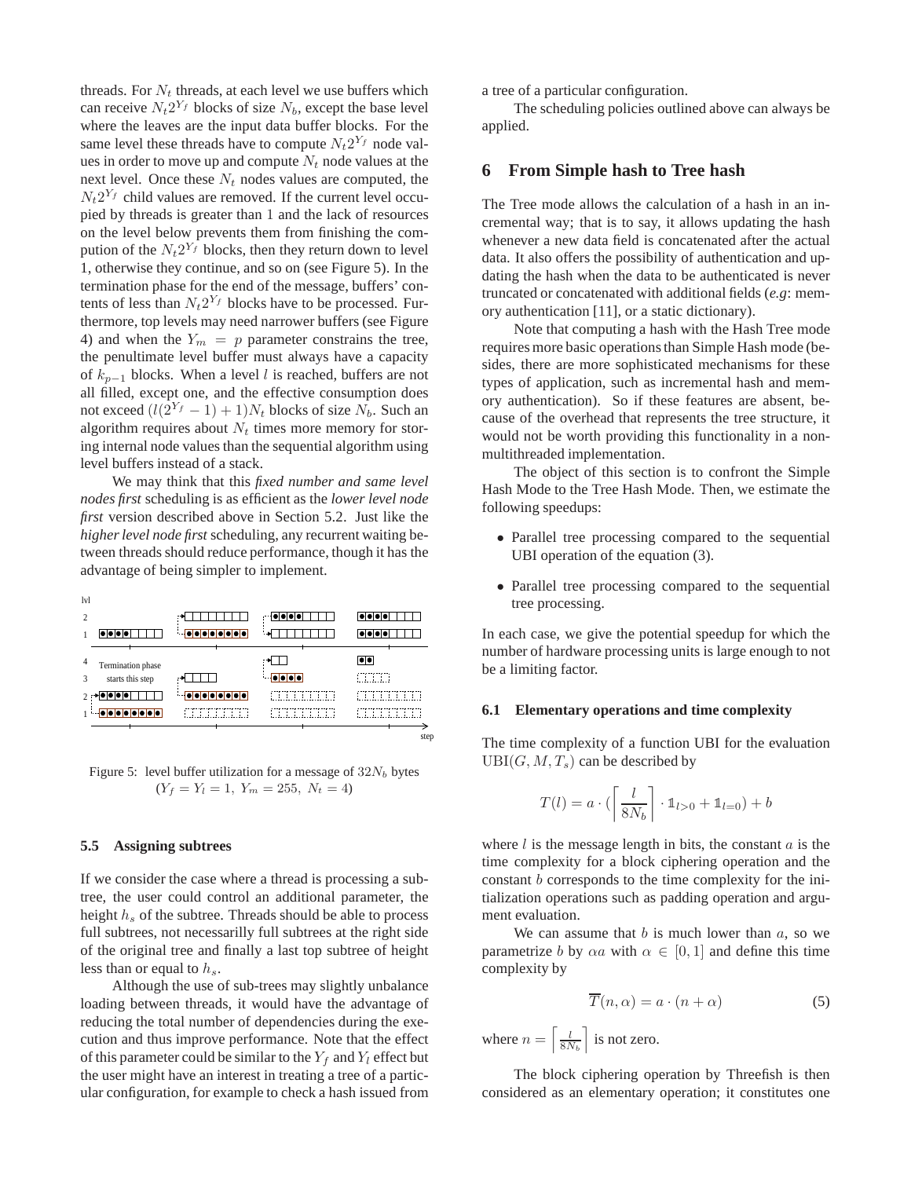threads. For $N_t$ threads, at each level we use buffers which can receive $N_t 2^{Y_f}$ blocks of size $N_b$, except the base level where the leaves are the input data buffer blocks. For the same level these threads have to compute $N_t 2^{Y_f}$ node values in order to move up and compute $N_t$ node values at the next level. Once these $N_t$ nodes values are computed, the $N_t 2^{Y_f}$ child values are removed. If the current level occupied by threads is greater than 1 and the lack of resources on the level below prevents them from finishing the compution of the $N_t 2^{Y_f}$ blocks, then they return down to level 1, otherwise they continue, and so on (see Figure 5). In the termination phase for the end of the message, buffers' contents of less than $N_t 2^{Y_f}$ blocks have to be processed. Furthermore, top levels may need narrower buffers (see Figure 4) and when the $Y_m = p$ parameter constrains the tree, the penultimate level buffer must always have a capacity of $k_{p-1}$ blocks. When a level $l$ is reached, buffers are not all filled, except one, and the effective consumption does not exceed $(l(2^{Y_f} - 1) + 1)N_t$ blocks of size $N_b$. Such an algorithm requires about $N_t$ times more memory for storing internal node values than the sequential algorithm using level buffers instead of a stack.

We may think that this *fixed number and same level nodes first* scheduling is as efficient as the *lower level node first* version described above in Section 5.2. Just like the *higher level node first* scheduling, any recurrent waiting between threads should reduce performance, though it has the advantage of being simpler to implement.

Figure 5: level buffer utilization for a message of $32N_b$ bytes ($Y_f = Y_l = 1,\ Y_m = 255,\ N_t = 4$)

### 5.5 Assigning subtrees

If we consider the case where a thread is processing a subtree, the user could control an additional parameter, the height $h_s$ of the subtree. Threads should be able to process full subtrees, not necessarilly full subtrees at the right side of the original tree and finally a last top subtree of height less than or equal to $h_s$.

Although the use of sub-trees may slightly unbalance loading between threads, it would have the advantage of reducing the total number of dependencies during the execution and thus improve performance. Note that the effect of this parameter could be similar to the $Y_f$ and $Y_l$ effect but the user might have an interest in treating a tree of a particular configuration, for example to check a hash issued from a tree of a particular configuration.

The scheduling policies outlined above can always be applied.

## 6 From Simple hash to Tree hash

The Tree mode allows the calculation of a hash in an incremental way; that is to say, it allows updating the hash whenever a new data field is concatenated after the actual data. It also offers the possibility of authentication and updating the hash when the data to be authenticated is never truncated or concatenated with additional fields (*e.g*: memory authentication [11], or a static dictionary).

Note that computing a hash with the Hash Tree mode requires more basic operations than Simple Hash mode (besides, there are more sophisticated mechanisms for these types of application, such as incremental hash and memory authentication). So if these features are absent, because of the overhead that represents the tree structure, it would not be worth providing this functionality in a non-multithreaded implementation.

The object of this section is to confront the Simple Hash Mode to the Tree Hash Mode. Then, we estimate the following speedups:

- Parallel tree processing compared to the sequential UBI operation of the equation (3).
- Parallel tree processing compared to the sequential tree processing.

In each case, we give the potential speedup for which the number of hardware processing units is large enough to not be a limiting factor.

### 6.1 Elementary operations and time complexity

The time complexity of a function UBI for the evaluation $\mathrm{UBI}(G, M, T_s)$ can be described by

$$T(l) = a \cdot (\left\lceil \frac{l}{8N_b} \right\rceil \cdot \mathbb{1}_{l>0} + \mathbb{1}_{l=0}) + b$$

where $l$ is the message length in bits, the constant $a$ is the time complexity for a block ciphering operation and the constant $b$ corresponds to the time complexity for the initialization operations such as padding operation and argument evaluation.

We can assume that $b$ is much lower than $a$, so we parametrize $b$ by $\alpha a$ with $\alpha \in [0, 1]$ and define this time complexity by

$$\overline{T}(n, \alpha) = a \cdot (n + \alpha) \tag{5}$$

where $n = \left\lceil \frac{l}{8N_b} \right\rceil$ is not zero.

The block ciphering operation by Threefish is then considered as an elementary operation; it constitutes one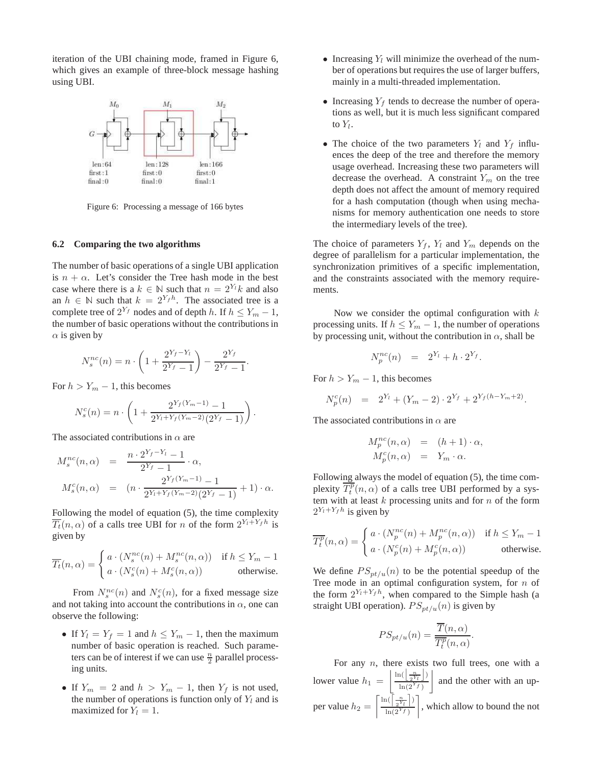iteration of the UBI chaining mode, framed in Figure 6, which gives an example of three-block message hashing using UBI.

Figure 6: Processing a message of 166 bytes

### 6.2 Comparing the two algorithms

The number of basic operations of a single UBI application is $n + \alpha$. Let's consider the Tree hash mode in the best case where there is a $k \in \mathbb{N}$ such that $n = 2^{Y_l}k$ and also an $h \in \mathbb{N}$ such that $k = 2^{Y_f h}$. The associated tree is a complete tree of $2^{Y_f}$ nodes and of depth $h$. If $h \leq Y_m - 1$, the number of basic operations without the contributions in $\alpha$ is given by

$$N_s^{nc}(n) = n \cdot \left(1 + \frac{2^{Y_f - Y_l}}{2^{Y_f} - 1}\right) - \frac{2^{Y_f}}{2^{Y_f} - 1}.$$

For $h > Y_m - 1$, this becomes

$$N_s^{c}(n) = n \cdot \left(1 + \frac{2^{Y_f(Y_m - 1)} - 1}{2^{Y_l + Y_f(Y_m - 2)}(2^{Y_f} - 1)}\right).$$

The associated contributions in $\alpha$ are

$$M_s^{nc}(n, \alpha) = \frac{n \cdot 2^{Y_f - Y_l} - 1}{2^{Y_f} - 1} \cdot \alpha,$$

$$M_s^{c}(n, \alpha) = (n \cdot \frac{2^{Y_f(Y_m - 1)} - 1}{2^{Y_l + Y_f(Y_m - 2)}(2^{Y_f} - 1)} + 1) \cdot \alpha.$$

Following the model of equation (5), the time complexity $\overline{T_t}(n, \alpha)$ of a calls tree UBI for $n$ of the form $2^{Y_l + Y_f h}$ is given by

$$\overline{T_t}(n, \alpha) = \begin{cases} a \cdot (N_s^{nc}(n) + M_s^{nc}(n, \alpha)) & \text{if } h \leq Y_m - 1 \\ a \cdot (N_s^{c}(n) + M_s^{c}(n, \alpha)) & \text{otherwise.} \end{cases}$$

From $N_s^{nc}(n)$ and $N_s^{c}(n)$, for a fixed message size and not taking into account the contributions in $\alpha$, one can observe the following:

- If $Y_l = Y_f = 1$ and $h \leq Y_m - 1$, then the maximum number of basic operation is reached. Such parameters can be of interest if we can use $\frac{n}{2}$ parallel processing units.
- If $Y_m = 2$ and $h > Y_m - 1$, then $Y_f$ is not used, the number of operations is function only of $Y_l$ and is maximized for $Y_l = 1$.
- Increasing $Y_l$ will minimize the overhead of the number of operations but requires the use of larger buffers, mainly in a multi-threaded implementation.
- Increasing $Y_f$ tends to decrease the number of operations as well, but it is much less significant compared to $Y_l$.
- The choice of the two parameters $Y_l$ and $Y_f$ influences the deep of the tree and therefore the memory usage overhead. Increasing these two parameters will decrease the overhead. A constraint $Y_m$ on the tree depth does not affect the amount of memory required for a hash computation (though when using mechanisms for memory authentication one needs to store the intermediary levels of the tree).

The choice of parameters $Y_f$, $Y_l$ and $Y_m$ depends on the degree of parallelism for a particular implementation, the synchronization primitives of a specific implementation, and the constraints associated with the memory requirements.

Now we consider the optimal configuration with $k$ processing units. If $h \leq Y_m - 1$, the number of operations by processing unit, without the contribution in $\alpha$, shall be

$$N_p^{nc}(n) = 2^{Y_l} + h \cdot 2^{Y_f}.$$

For $h > Y_m - 1$, this becomes

$$N_p^{c}(n) = 2^{Y_l} + (Y_m - 2) \cdot 2^{Y_f} + 2^{Y_f(h - Y_m + 2)}.$$

The associated contributions in $\alpha$ are

$$M_p^{nc}(n, \alpha) = (h + 1) \cdot \alpha,$$

$$M_p^{c}(n, \alpha) = Y_m \cdot \alpha.$$

Following always the model of equation (5), the time complexity $\overline{T_t^p}(n, \alpha)$ of a calls tree UBI performed by a system with at least $k$ processing units and for $n$ of the form $2^{Y_l + Y_f h}$ is given by

$$\overline{T_t^p}(n, \alpha) = \begin{cases} a \cdot (N_p^{nc}(n) + M_p^{nc}(n, \alpha)) & \text{if } h \leq Y_m - 1 \\ a \cdot (N_p^{c}(n) + M_p^{c}(n, \alpha)) & \text{otherwise.} \end{cases}$$

We define $PS_{pt/u}(n)$ to be the potential speedup of the Tree mode in an optimal configuration system, for $n$ of the form $2^{Y_l + Y_f h}$, when compared to the Simple hash (a straight UBI operation). $PS_{pt/u}(n)$ is given by

$$PS_{pt/u}(n) = \frac{\overline{T}(n, \alpha)}{\overline{T_t^p}(n, \alpha)}.$$

For any $n$, there exists two full trees, one with a lower value $h_1 = \left\lfloor \frac{\ln(\lfloor \frac{n}{2^{Y_l}} \rfloor)}{\ln(2^{Y_f})} \right\rfloor$ and the other with an upper value $h_2 = \left\lceil \frac{\ln(\lceil \frac{n}{2^{Y_l}} \rceil)}{\ln(2^{Y_f})} \right\rceil$, which allow to bound the not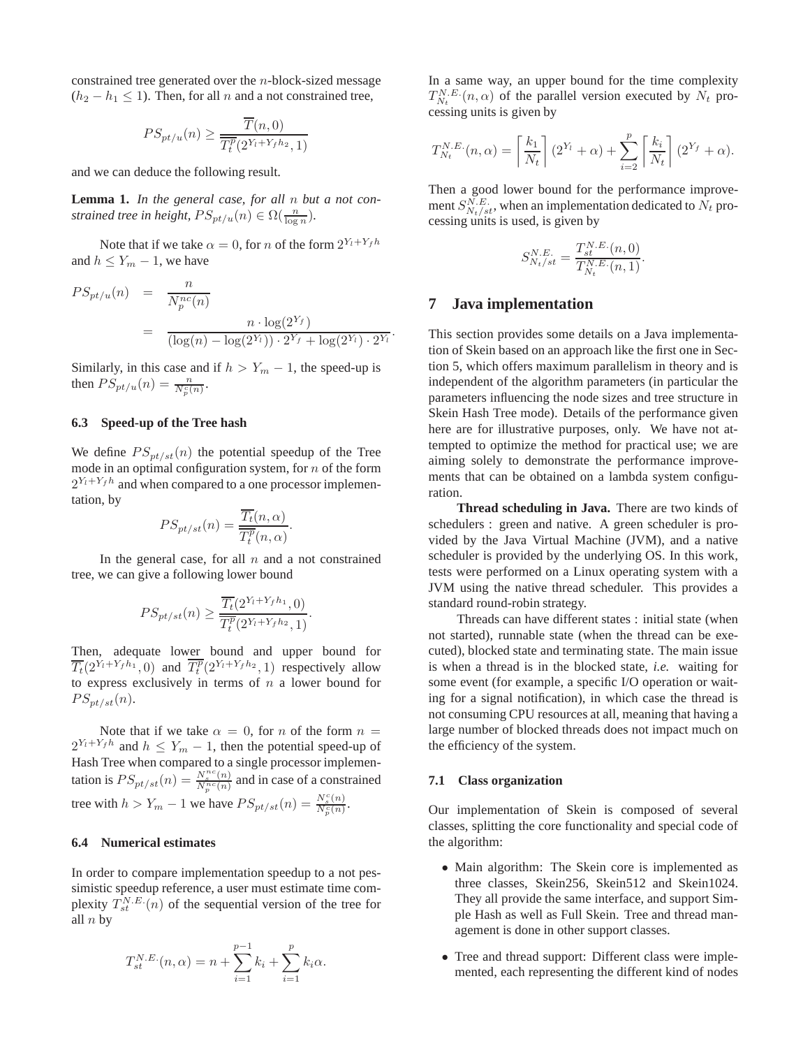constrained tree generated over the $n$-block-sized message ($h_2 - h_1 \leq 1$). Then, for all $n$ and a not constrained tree,

$$PS_{pt/u}(n) \geq \frac{\overline{T}(n,0)}{\overline{\overline{T_t^p}}(2^{Y_l+Y_f h_2},1)}$$

and we can deduce the following result.

**Lemma 1.** *In the general case, for all $n$ but a not constrained tree in height, $PS_{pt/u}(n) \in \Omega(\frac{n}{\log n})$.*

Note that if we take $\alpha = 0$, for $n$ of the form $2^{Y_l+Y_f h}$ and $h \leq Y_m - 1$, we have

$$\begin{aligned} PS_{pt/u}(n) &= \frac{n}{N_p^{nc}(n)} \\ &= \frac{n \cdot \log(2^{Y_f})}{(\log(n) - \log(2^{Y_l})) \cdot 2^{Y_f} + \log(2^{Y_l}) \cdot 2^{Y_l}}. \end{aligned}$$

Similarly, in this case and if $h > Y_m - 1$, the speed-up is then $PS_{pt/u}(n) = \frac{n}{N_p^c(n)}$.

### 6.3 Speed-up of the Tree hash

We define $PS_{pt/st}(n)$ the potential speedup of the Tree mode in an optimal configuration system, for $n$ of the form $2^{Y_l+Y_f h}$ and when compared to a one processor implementation, by

$$PS_{pt/st}(n) = \frac{\overline{T_t}(n,\alpha)}{\overline{\overline{T_t^p}}(n,\alpha)}.$$

In the general case, for all $n$ and a not constrained tree, we can give a following lower bound

$$PS_{pt/st}(n) \geq \frac{\overline{T_t}(2^{Y_l+Y_f h_1},0)}{\overline{\overline{T_t^p}}(2^{Y_l+Y_f h_2},1)}.$$

Then, adequate lower bound and upper bound for $\overline{T_t}(2^{Y_l+Y_f h_1},0)$ and $\overline{\overline{T_t^p}}(2^{Y_l+Y_f h_2},1)$ respectively allow to express exclusively in terms of $n$ a lower bound for $PS_{pt/st}(n)$.

Note that if we take $\alpha = 0$, for $n$ of the form $n = 2^{Y_l+Y_f h}$ and $h \leq Y_m - 1$, then the potential speed-up of Hash Tree when compared to a single processor implementation is $PS_{pt/st}(n) = \frac{N_s^{nc}(n)}{N_p^{nc}(n)}$ and in case of a constrained tree with $h > Y_m - 1$ we have $PS_{pt/st}(n) = \frac{N_s^c(n)}{N_p^c(n)}$.

### 6.4 Numerical estimates

In order to compare implementation speedup to a not pessimistic speedup reference, a user must estimate time complexity $T_{st}^{N.E.}(n)$ of the sequential version of the tree for all $n$ by

$$T_{st}^{N.E.}(n,\alpha) = n + \sum_{i=1}^{p-1} k_i + \sum_{i=1}^{p} k_i \alpha.$$

In a same way, an upper bound for the time complexity $T_{N_t}^{N.E.}(n,\alpha)$ of the parallel version executed by $N_t$ processing units is given by

$$T_{N_t}^{N.E.}(n,\alpha) = \left\lceil \frac{k_1}{N_t} \right\rceil (2^{Y_l} + \alpha) + \sum_{i=2}^{p} \left\lceil \frac{k_i}{N_t} \right\rceil (2^{Y_f} + \alpha).$$

Then a good lower bound for the performance improvement $S_{N_t/st}^{N.E.}$, when an implementation dedicated to $N_t$ processing units is used, is given by

$$S_{N_t/st}^{N.E.} = \frac{T_{st}^{N.E.}(n,0)}{T_{N_t}^{N.E.}(n,1)}.$$

## 7 Java implementation

This section provides some details on a Java implementation of Skein based on an approach like the first one in Section 5, which offers maximum parallelism in theory and is independent of the algorithm parameters (in particular the parameters influencing the node sizes and tree structure in Skein Hash Tree mode). Details of the performance given here are for illustrative purposes, only. We have not attempted to optimize the method for practical use; we are aiming solely to demonstrate the performance improvements that can be obtained on a lambda system configuration.

**Thread scheduling in Java.** There are two kinds of schedulers : green and native. A green scheduler is provided by the Java Virtual Machine (JVM), and a native scheduler is provided by the underlying OS. In this work, tests were performed on a Linux operating system with a JVM using the native thread scheduler. This provides a standard round-robin strategy.

Threads can have different states : initial state (when not started), runnable state (when the thread can be executed), blocked state and terminating state. The main issue is when a thread is in the blocked state, *i.e.* waiting for some event (for example, a specific I/O operation or waiting for a signal notification), in which case the thread is not consuming CPU resources at all, meaning that having a large number of blocked threads does not impact much on the efficiency of the system.

### 7.1 Class organization

Our implementation of Skein is composed of several classes, splitting the core functionality and special code of the algorithm:

- Main algorithm: The Skein core is implemented as three classes, Skein256, Skein512 and Skein1024. They all provide the same interface, and support Simple Hash as well as Full Skein. Tree and thread management is done in other support classes.
- Tree and thread support: Different class were implemented, each representing the different kind of nodes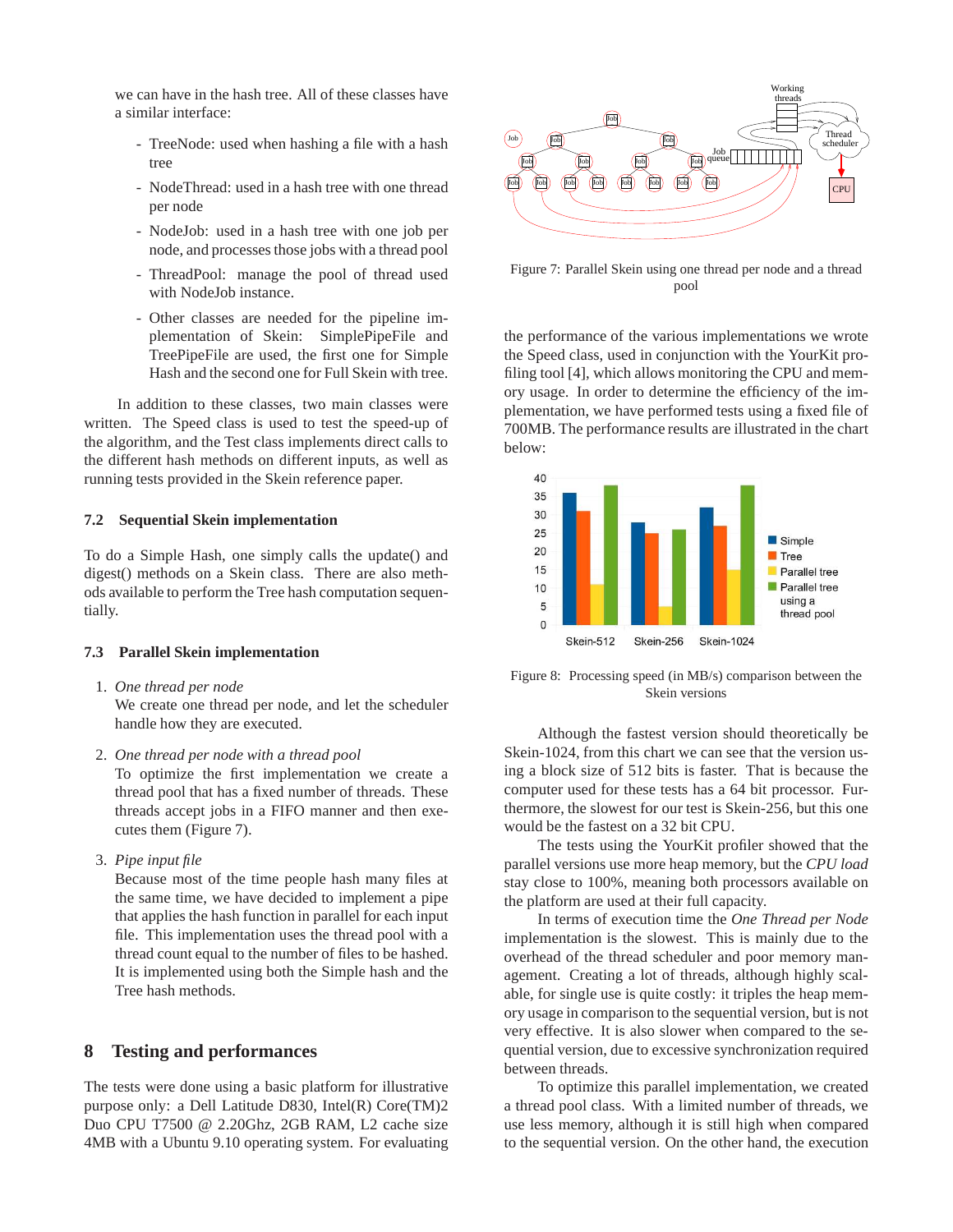we can have in the hash tree. All of these classes have a similar interface:

- TreeNode: used when hashing a file with a hash tree
- NodeThread: used in a hash tree with one thread per node
- NodeJob: used in a hash tree with one job per node, and processes those jobs with a thread pool
- ThreadPool: manage the pool of thread used with NodeJob instance.
- Other classes are needed for the pipeline implementation of Skein: SimplePipeFile and TreePipeFile are used, the first one for Simple Hash and the second one for Full Skein with tree.

In addition to these classes, two main classes were written. The Speed class is used to test the speed-up of the algorithm, and the Test class implements direct calls to the different hash methods on different inputs, as well as running tests provided in the Skein reference paper.

### 7.2 Sequential Skein implementation

To do a Simple Hash, one simply calls the update() and digest() methods on a Skein class. There are also methods available to perform the Tree hash computation sequentially.

### 7.3 Parallel Skein implementation

1. *One thread per node*
   We create one thread per node, and let the scheduler handle how they are executed.

2. *One thread per node with a thread pool*
   To optimize the first implementation we create a thread pool that has a fixed number of threads. These threads accept jobs in a FIFO manner and then executes them (Figure 7).

3. *Pipe input file*
   Because most of the time people hash many files at the same time, we have decided to implement a pipe that applies the hash function in parallel for each input file. This implementation uses the thread pool with a thread count equal to the number of files to be hashed. It is implemented using both the Simple hash and the Tree hash methods.

## 8 Testing and performances

The tests were done using a basic platform for illustrative purpose only: a Dell Latitude D830, Intel(R) Core(TM)2 Duo CPU T7500 @ 2.20Ghz, 2GB RAM, L2 cache size 4MB with a Ubuntu 9.10 operating system. For evaluating

Figure 7: Parallel Skein using one thread per node and a thread pool

the performance of the various implementations we wrote the Speed class, used in conjunction with the YourKit profiling tool [4], which allows monitoring the CPU and memory usage. In order to determine the efficiency of the implementation, we have performed tests using a fixed file of 700MB. The performance results are illustrated in the chart below:

Figure 8: Processing speed (in MB/s) comparison between the Skein versions

Although the fastest version should theoretically be Skein-1024, from this chart we can see that the version using a block size of 512 bits is faster. That is because the computer used for these tests has a 64 bit processor. Furthermore, the slowest for our test is Skein-256, but this one would be the fastest on a 32 bit CPU.

The tests using the YourKit profiler showed that the parallel versions use more heap memory, but the *CPU load* stay close to 100%, meaning both processors available on the platform are used at their full capacity.

In terms of execution time the *One Thread per Node* implementation is the slowest. This is mainly due to the overhead of the thread scheduler and poor memory management. Creating a lot of threads, although highly scalable, for single use is quite costly: it triples the heap memory usage in comparison to the sequential version, but is not very effective. It is also slower when compared to the sequential version, due to excessive synchronization required between threads.

To optimize this parallel implementation, we created a thread pool class. With a limited number of threads, we use less memory, although it is still high when compared to the sequential version. On the other hand, the execution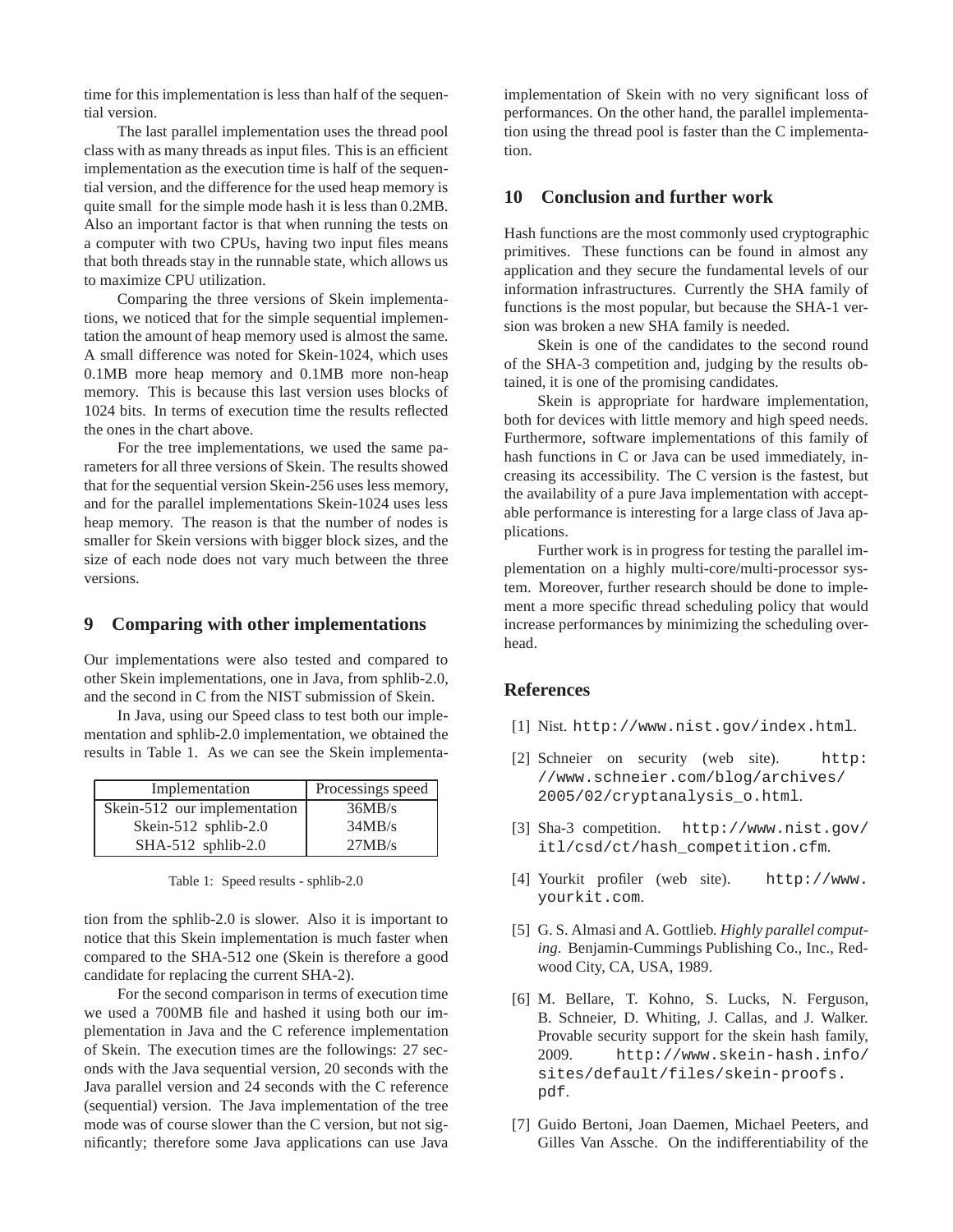time for this implementation is less than half of the sequential version.

The last parallel implementation uses the thread pool class with as many threads as input files. This is an efficient implementation as the execution time is half of the sequential version, and the difference for the used heap memory is quite small for the simple mode hash it is less than 0.2MB. Also an important factor is that when running the tests on a computer with two CPUs, having two input files means that both threads stay in the runnable state, which allows us to maximize CPU utilization.

Comparing the three versions of Skein implementations, we noticed that for the simple sequential implementation the amount of heap memory used is almost the same. A small difference was noted for Skein-1024, which uses 0.1MB more heap memory and 0.1MB more non-heap memory. This is because this last version uses blocks of 1024 bits. In terms of execution time the results reflected the ones in the chart above.

For the tree implementations, we used the same parameters for all three versions of Skein. The results showed that for the sequential version Skein-256 uses less memory, and for the parallel implementations Skein-1024 uses less heap memory. The reason is that the number of nodes is smaller for Skein versions with bigger block sizes, and the size of each node does not vary much between the three versions.

## 9 Comparing with other implementations

Our implementations were also tested and compared to other Skein implementations, one in Java, from sphlib-2.0, and the second in C from the NIST submission of Skein.

In Java, using our Speed class to test both our implementation and sphlib-2.0 implementation, we obtained the results in Table 1. As we can see the Skein implementation from the sphlib-2.0 is slower. Also it is important to notice that this Skein implementation is much faster when compared to the SHA-512 one (Skein is therefore a good candidate for replacing the current SHA-2).

| Implementation | Processings speed |
|---|---|
| Skein-512 our implementation | 36MB/s |
| Skein-512 sphlib-2.0 | 34MB/s |
| SHA-512 sphlib-2.0 | 27MB/s |

Table 1: Speed results - sphlib-2.0

For the second comparison in terms of execution time we used a 700MB file and hashed it using both our implementation in Java and the C reference implementation of Skein. The execution times are the followings: 27 seconds with the Java sequential version, 20 seconds with the Java parallel version and 24 seconds with the C reference (sequential) version. The Java implementation of the tree mode was of course slower than the C version, but not significantly; therefore some Java applications can use Java implementation of Skein with no very significant loss of performances. On the other hand, the parallel implementation using the thread pool is faster than the C implementation.

## 10 Conclusion and further work

Hash functions are the most commonly used cryptographic primitives. These functions can be found in almost any application and they secure the fundamental levels of our information infrastructures. Currently the SHA family of functions is the most popular, but because the SHA-1 version was broken a new SHA family is needed.

Skein is one of the candidates to the second round of the SHA-3 competition and, judging by the results obtained, it is one of the promising candidates.

Skein is appropriate for hardware implementation, both for devices with little memory and high speed needs. Furthermore, software implementations of this family of hash functions in C or Java can be used immediately, increasing its accessibility. The C version is the fastest, but the availability of a pure Java implementation with acceptable performance is interesting for a large class of Java applications.

Further work is in progress for testing the parallel implementation on a highly multi-core/multi-processor system. Moreover, further research should be done to implement a more specific thread scheduling policy that would increase performances by minimizing the scheduling overhead.

## References

[1] Nist. `http://www.nist.gov/index.html`.

[2] Schneier on security (web site). `http://www.schneier.com/blog/archives/2005/02/cryptanalysis_o.html`.

[3] Sha-3 competition. `http://www.nist.gov/itl/csd/ct/hash_competition.cfm`.

[4] Yourkit profiler (web site). `http://www.yourkit.com`.

[5] G. S. Almasi and A. Gottlieb. *Highly parallel computing*. Benjamin-Cummings Publishing Co., Inc., Redwood City, CA, USA, 1989.

[6] M. Bellare, T. Kohno, S. Lucks, N. Ferguson, B. Schneier, D. Whiting, J. Callas, and J. Walker. Provable security support for the skein hash family, 2009. `http://www.skein-hash.info/sites/default/files/skein-proofs.pdf`.

[7] Guido Bertoni, Joan Daemen, Michael Peeters, and Gilles Van Assche. On the indifferentiability of the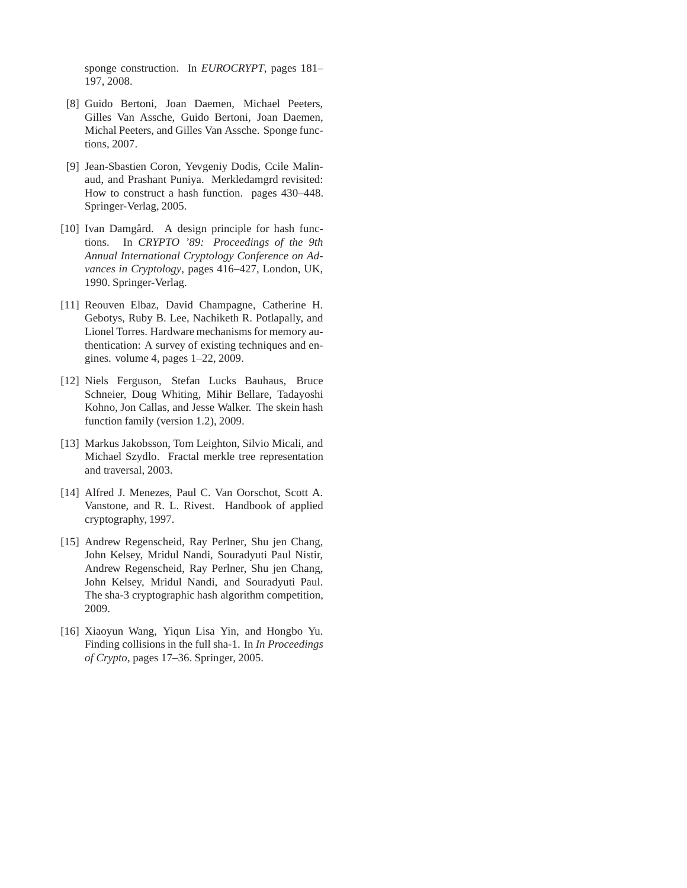sponge construction. In *EUROCRYPT*, pages 181–197, 2008.

[8] Guido Bertoni, Joan Daemen, Michael Peeters, Gilles Van Assche, Guido Bertoni, Joan Daemen, Michal Peeters, and Gilles Van Assche. Sponge functions, 2007.

[9] Jean-Sbastien Coron, Yevgeniy Dodis, Ccile Malinaud, and Prashant Puniya. Merkledamgrd revisited: How to construct a hash function. pages 430–448. Springer-Verlag, 2005.

[10] Ivan Damgård. A design principle for hash functions. In *CRYPTO '89: Proceedings of the 9th Annual International Cryptology Conference on Advances in Cryptology*, pages 416–427, London, UK, 1990. Springer-Verlag.

[11] Reouven Elbaz, David Champagne, Catherine H. Gebotys, Ruby B. Lee, Nachiketh R. Potlapally, and Lionel Torres. Hardware mechanisms for memory authentication: A survey of existing techniques and engines. volume 4, pages 1–22, 2009.

[12] Niels Ferguson, Stefan Lucks Bauhaus, Bruce Schneier, Doug Whiting, Mihir Bellare, Tadayoshi Kohno, Jon Callas, and Jesse Walker. The skein hash function family (version 1.2), 2009.

[13] Markus Jakobsson, Tom Leighton, Silvio Micali, and Michael Szydlo. Fractal merkle tree representation and traversal, 2003.

[14] Alfred J. Menezes, Paul C. Van Oorschot, Scott A. Vanstone, and R. L. Rivest. Handbook of applied cryptography, 1997.

[15] Andrew Regenscheid, Ray Perlner, Shu jen Chang, John Kelsey, Mridul Nandi, Souradyuti Paul Nistir, Andrew Regenscheid, Ray Perlner, Shu jen Chang, John Kelsey, Mridul Nandi, and Souradyuti Paul. The sha-3 cryptographic hash algorithm competition, 2009.

[16] Xiaoyun Wang, Yiqun Lisa Yin, and Hongbo Yu. Finding collisions in the full sha-1. In *In Proceedings of Crypto*, pages 17–36. Springer, 2005.